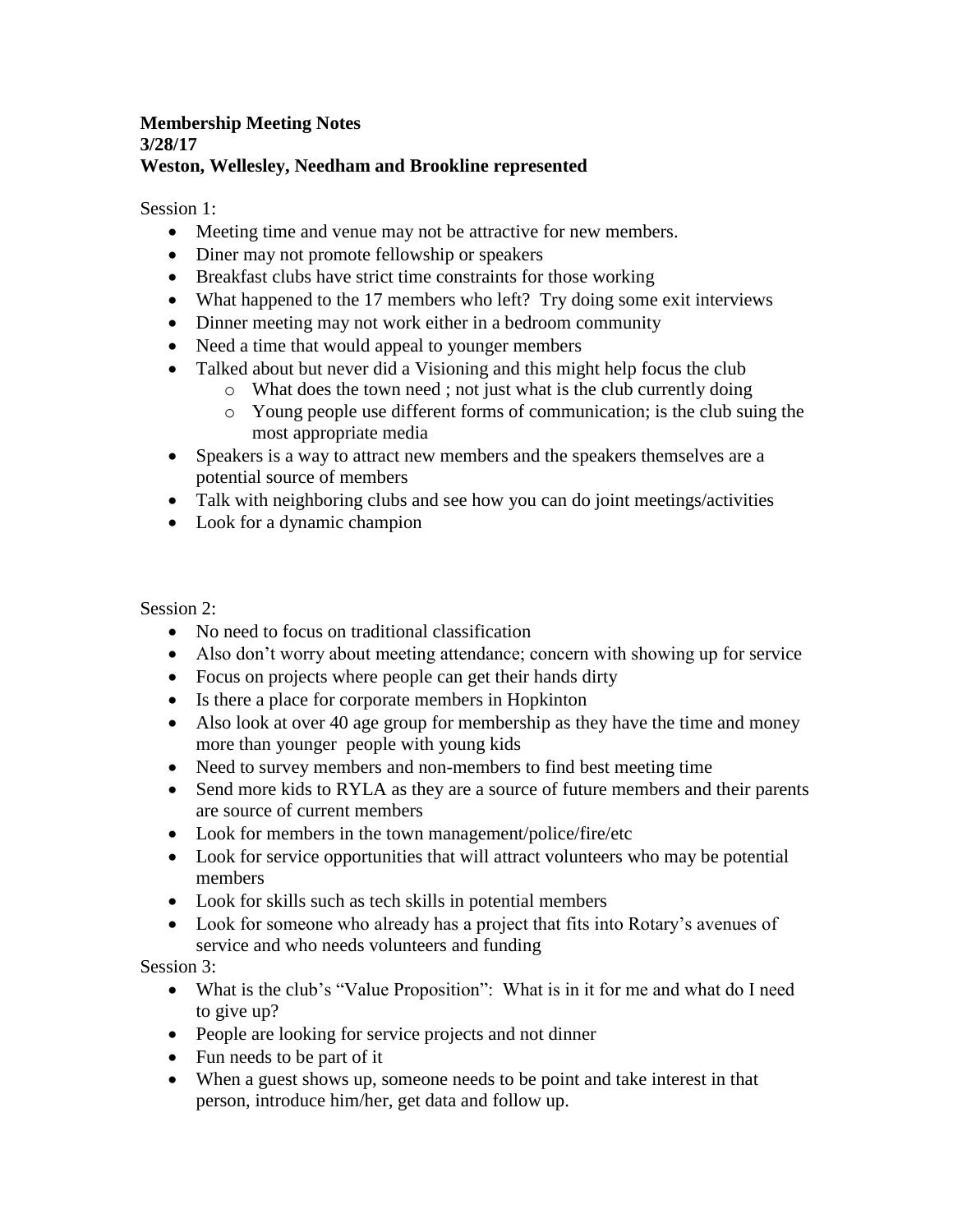**Membership Meeting Notes**
**3/28/17**
**Weston, Wellesley, Needham and Brookline represented**

Session 1:

- Meeting time and venue may not be attractive for new members.
- Diner may not promote fellowship or speakers
- Breakfast clubs have strict time constraints for those working
- What happened to the 17 members who left? Try doing some exit interviews
- Dinner meeting may not work either in a bedroom community
- Need a time that would appeal to younger members
- Talked about but never did a Visioning and this might help focus the club
  - What does the town need ; not just what is the club currently doing
  - Young people use different forms of communication; is the club suing the most appropriate media
- Speakers is a way to attract new members and the speakers themselves are a potential source of members
- Talk with neighboring clubs and see how you can do joint meetings/activities
- Look for a dynamic champion

Session 2:

- No need to focus on traditional classification
- Also don't worry about meeting attendance; concern with showing up for service
- Focus on projects where people can get their hands dirty
- Is there a place for corporate members in Hopkinton
- Also look at over 40 age group for membership as they have the time and money more than younger people with young kids
- Need to survey members and non-members to find best meeting time
- Send more kids to RYLA as they are a source of future members and their parents are source of current members
- Look for members in the town management/police/fire/etc
- Look for service opportunities that will attract volunteers who may be potential members
- Look for skills such as tech skills in potential members
- Look for someone who already has a project that fits into Rotary's avenues of service and who needs volunteers and funding

Session 3:

- What is the club's "Value Proposition": What is in it for me and what do I need to give up?
- People are looking for service projects and not dinner
- Fun needs to be part of it
- When a guest shows up, someone needs to be point and take interest in that person, introduce him/her, get data and follow up.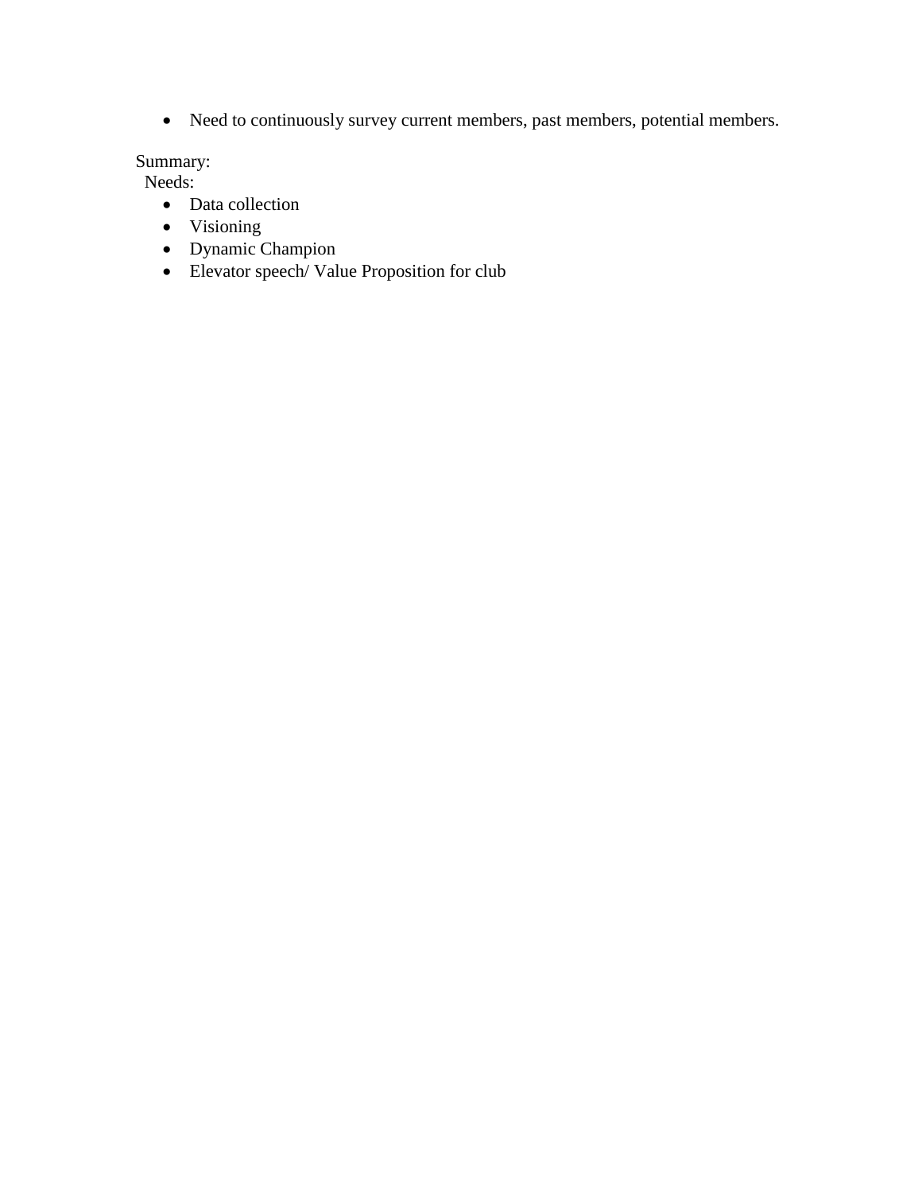- Need to continuously survey current members, past members, potential members.

Summary:

Needs:

- Data collection
- Visioning
- Dynamic Champion
- Elevator speech/ Value Proposition for club